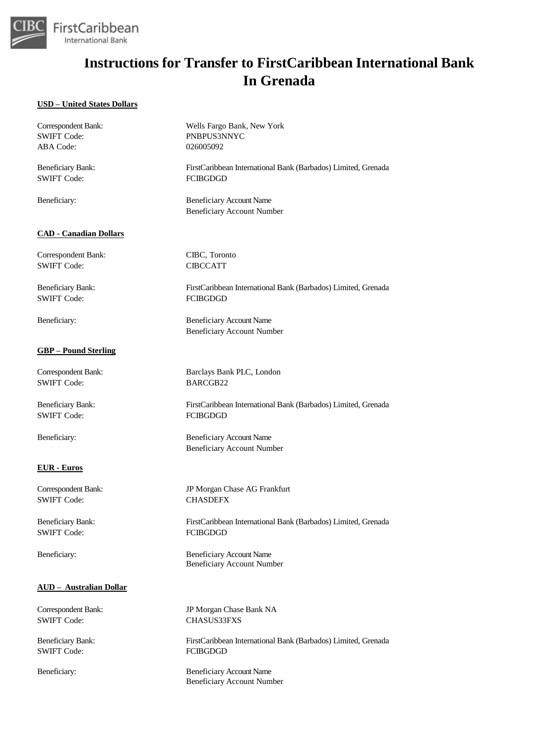# Instructions for Transfer to FirstCaribbean International Bank In Grenada

## USD – United States Dollars

Correspondent Bank: Wells Fargo Bank, New York
SWIFT Code: PNBPUS3NNYC
ABA Code: 026005092

Beneficiary Bank: FirstCaribbean International Bank (Barbados) Limited, Grenada
SWIFT Code: FCIBGDGD

Beneficiary: Beneficiary Account Name
Beneficiary Account Number

## CAD - Canadian Dollars

Correspondent Bank: CIBC, Toronto
SWIFT Code: CIBCCATT

Beneficiary Bank: FirstCaribbean International Bank (Barbados) Limited, Grenada
SWIFT Code: FCIBGDGD

Beneficiary: Beneficiary Account Name
Beneficiary Account Number

## GBP – Pound Sterling

Correspondent Bank: Barclays Bank PLC, London
SWIFT Code: BARCGB22

Beneficiary Bank: FirstCaribbean International Bank (Barbados) Limited, Grenada
SWIFT Code: FCIBGDGD

Beneficiary: Beneficiary Account Name
Beneficiary Account Number

## EUR - Euros

Correspondent Bank: JP Morgan Chase AG Frankfurt
SWIFT Code: CHASDEFX

Beneficiary Bank: FirstCaribbean International Bank (Barbados) Limited, Grenada
SWIFT Code: FCIBGDGD

Beneficiary: Beneficiary Account Name
Beneficiary Account Number

## AUD – Australian Dollar

Correspondent Bank: JP Morgan Chase Bank NA
SWIFT Code: CHASUS33FXS

Beneficiary Bank: FirstCaribbean International Bank (Barbados) Limited, Grenada
SWIFT Code: FCIBGDGD

Beneficiary: Beneficiary Account Name
Beneficiary Account Number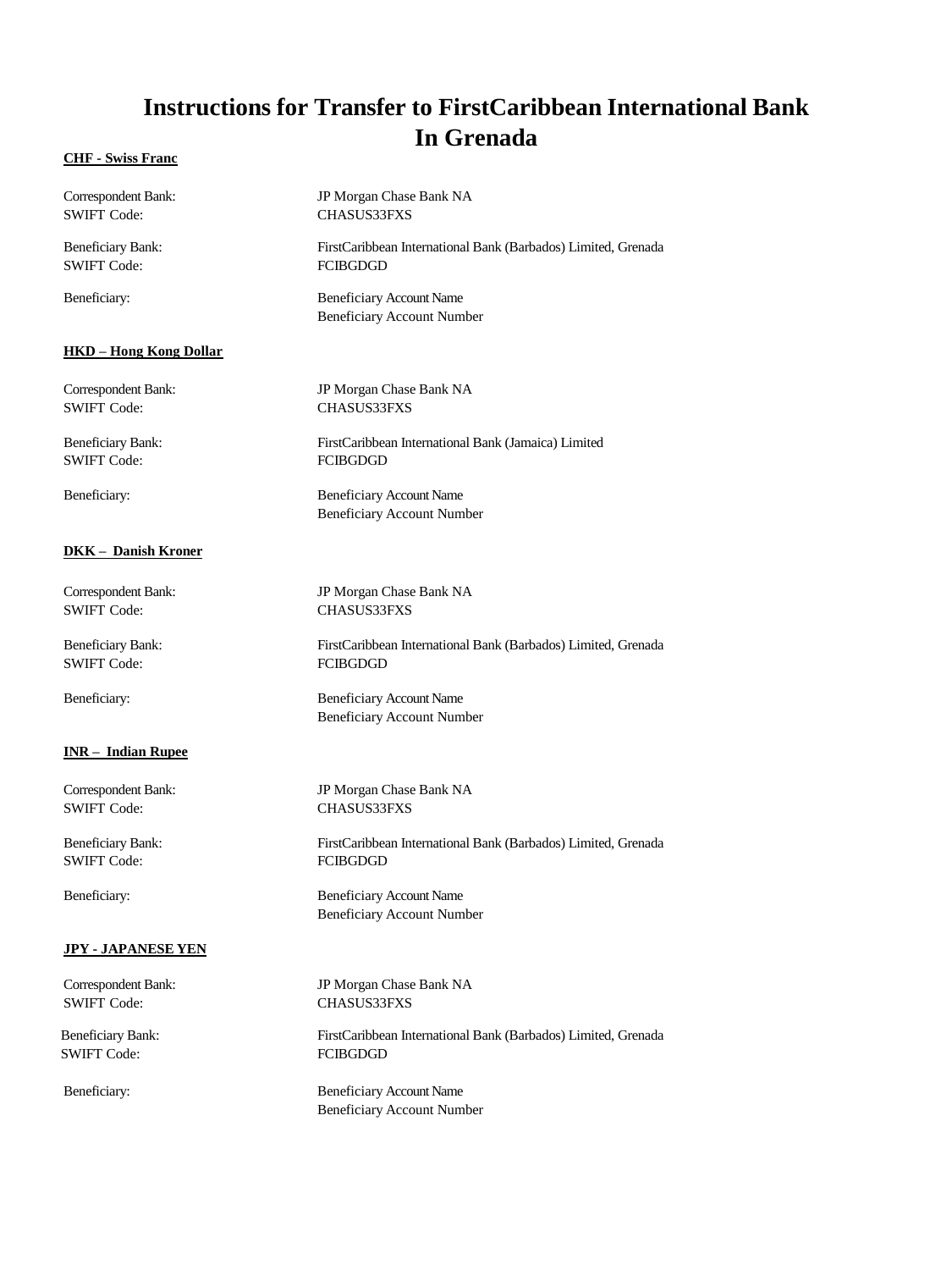# Instructions for Transfer to FirstCaribbean International Bank In Grenada

**CHF - Swiss Franc**

Correspondent Bank: JP Morgan Chase Bank NA
SWIFT Code: CHASUS33FXS

Beneficiary Bank: FirstCaribbean International Bank (Barbados) Limited, Grenada
SWIFT Code: FCIBGDGD

Beneficiary: Beneficiary Account Name
Beneficiary Account Number

**HKD – Hong Kong Dollar**

Correspondent Bank: JP Morgan Chase Bank NA
SWIFT Code: CHASUS33FXS

Beneficiary Bank: FirstCaribbean International Bank (Jamaica) Limited
SWIFT Code: FCIBGDGD

Beneficiary: Beneficiary Account Name
Beneficiary Account Number

**DKK – Danish Kroner**

Correspondent Bank: JP Morgan Chase Bank NA
SWIFT Code: CHASUS33FXS

Beneficiary Bank: FirstCaribbean International Bank (Barbados) Limited, Grenada
SWIFT Code: FCIBGDGD

Beneficiary: Beneficiary Account Name
Beneficiary Account Number

**INR – Indian Rupee**

Correspondent Bank: JP Morgan Chase Bank NA
SWIFT Code: CHASUS33FXS

Beneficiary Bank: FirstCaribbean International Bank (Barbados) Limited, Grenada
SWIFT Code: FCIBGDGD

Beneficiary: Beneficiary Account Name
Beneficiary Account Number

**JPY - JAPANESE YEN**

Correspondent Bank: JP Morgan Chase Bank NA
SWIFT Code: CHASUS33FXS

Beneficiary Bank: FirstCaribbean International Bank (Barbados) Limited, Grenada
SWIFT Code: FCIBGDGD

Beneficiary: Beneficiary Account Name
Beneficiary Account Number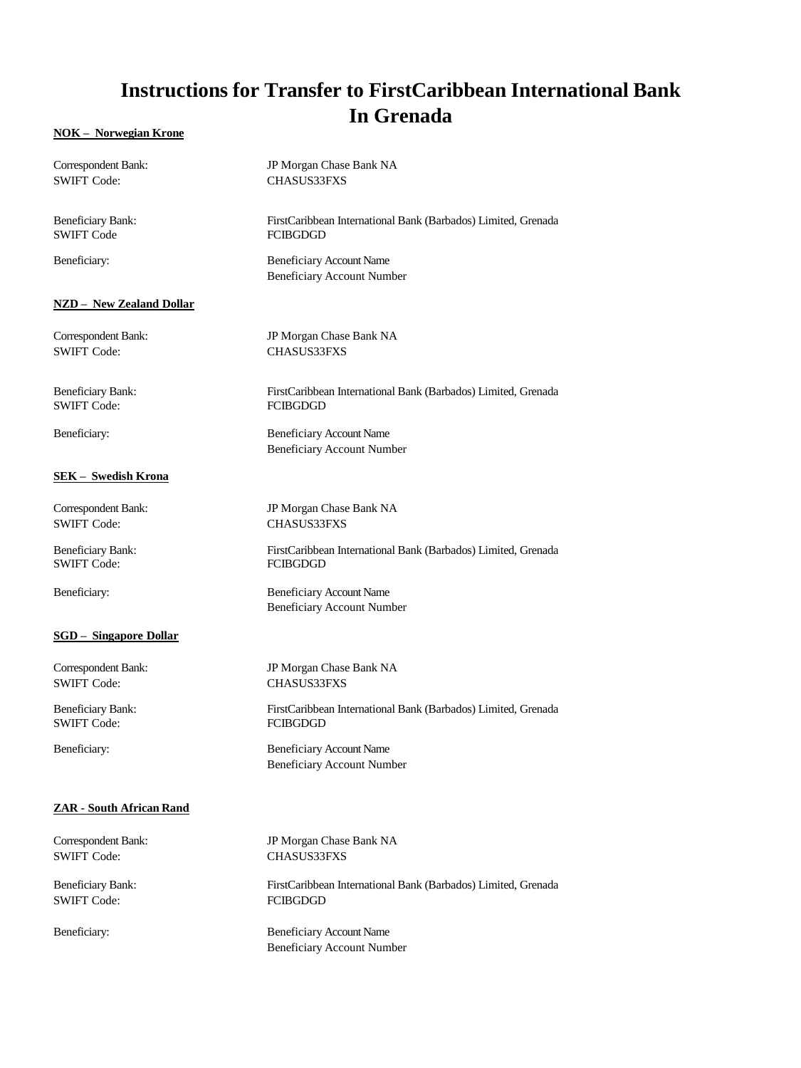# Instructions for Transfer to FirstCaribbean International Bank In Grenada

**NOK – Norwegian Krone**

Correspondent Bank: JP Morgan Chase Bank NA
SWIFT Code: CHASUS33FXS

Beneficiary Bank: FirstCaribbean International Bank (Barbados) Limited, Grenada
SWIFT Code FCIBGDGD

Beneficiary: Beneficiary Account Name
Beneficiary Account Number

**NZD – New Zealand Dollar**

Correspondent Bank: JP Morgan Chase Bank NA
SWIFT Code: CHASUS33FXS

Beneficiary Bank: FirstCaribbean International Bank (Barbados) Limited, Grenada
SWIFT Code: FCIBGDGD

Beneficiary: Beneficiary Account Name
Beneficiary Account Number

**SEK – Swedish Krona**

Correspondent Bank: JP Morgan Chase Bank NA
SWIFT Code: CHASUS33FXS

Beneficiary Bank: FirstCaribbean International Bank (Barbados) Limited, Grenada
SWIFT Code: FCIBGDGD

Beneficiary: Beneficiary Account Name
Beneficiary Account Number

**SGD – Singapore Dollar**

Correspondent Bank: JP Morgan Chase Bank NA
SWIFT Code: CHASUS33FXS

Beneficiary Bank: FirstCaribbean International Bank (Barbados) Limited, Grenada
SWIFT Code: FCIBGDGD

Beneficiary: Beneficiary Account Name
Beneficiary Account Number

**ZAR - South African Rand**

Correspondent Bank: JP Morgan Chase Bank NA
SWIFT Code: CHASUS33FXS

Beneficiary Bank: FirstCaribbean International Bank (Barbados) Limited, Grenada
SWIFT Code: FCIBGDGD

Beneficiary: Beneficiary Account Name
Beneficiary Account Number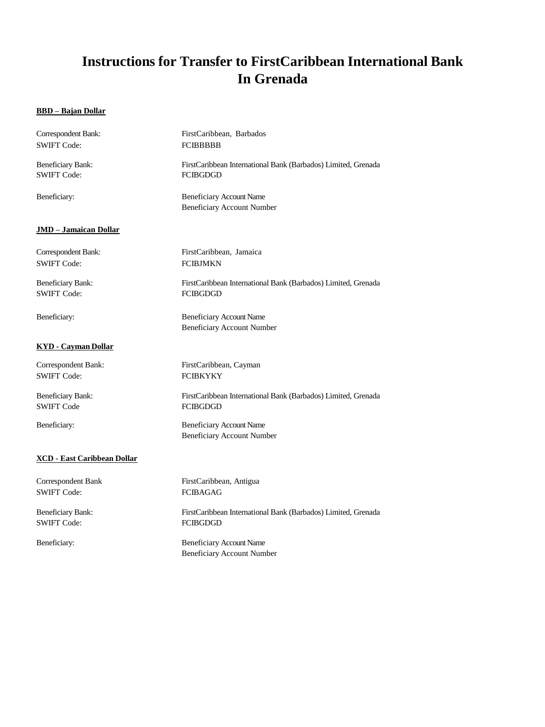# Instructions for Transfer to FirstCaribbean International Bank In Grenada

**BBD – Bajan Dollar**

| | |
|---|---|
| Correspondent Bank: | FirstCaribbean, Barbados |
| SWIFT Code: | FCIBBBBB |
| Beneficiary Bank: | FirstCaribbean International Bank (Barbados) Limited, Grenada |
| SWIFT Code: | FCIBGDGD |
| Beneficiary: | Beneficiary Account Name<br>Beneficiary Account Number |

**JMD – Jamaican Dollar**

| | |
|---|---|
| Correspondent Bank: | FirstCaribbean, Jamaica |
| SWIFT Code: | FCIBJMKN |
| Beneficiary Bank: | FirstCaribbean International Bank (Barbados) Limited, Grenada |
| SWIFT Code: | FCIBGDGD |
| Beneficiary: | Beneficiary Account Name<br>Beneficiary Account Number |

**KYD - Cayman Dollar**

| | |
|---|---|
| Correspondent Bank: | FirstCaribbean, Cayman |
| SWIFT Code: | FCIBKYKY |
| Beneficiary Bank: | FirstCaribbean International Bank (Barbados) Limited, Grenada |
| SWIFT Code | FCIBGDGD |
| Beneficiary: | Beneficiary Account Name<br>Beneficiary Account Number |

**XCD - East Caribbean Dollar**

| | |
|---|---|
| Correspondent Bank | FirstCaribbean, Antigua |
| SWIFT Code: | FCIBAGAG |
| Beneficiary Bank: | FirstCaribbean International Bank (Barbados) Limited, Grenada |
| SWIFT Code: | FCIBGDGD |
| Beneficiary: | Beneficiary Account Name<br>Beneficiary Account Number |